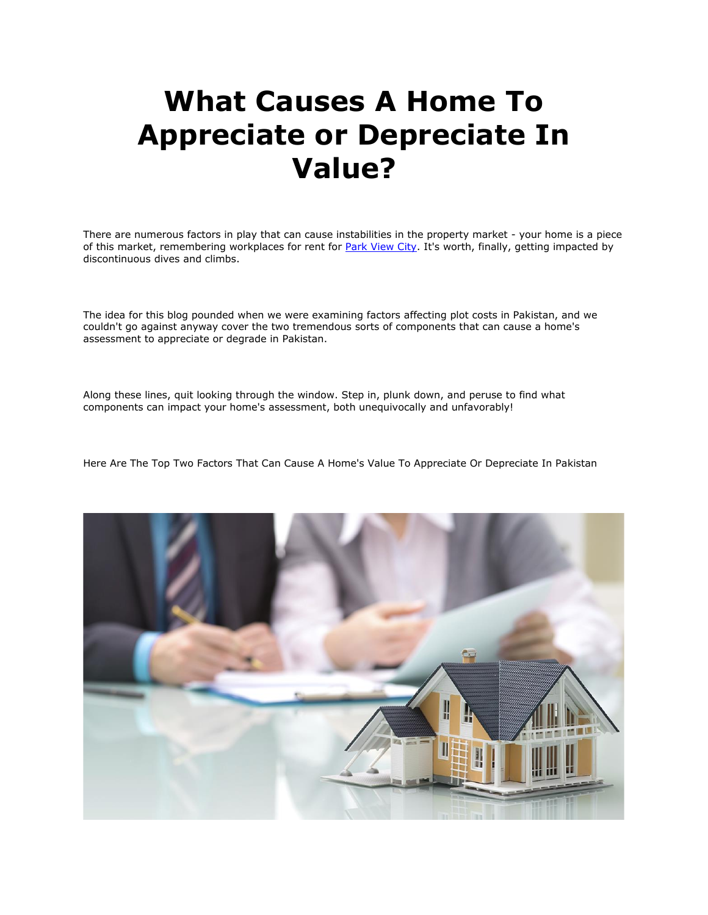# What Causes A Home To Appreciate or Depreciate In Value?

There are numerous factors in play that can cause instabilities in the property market - your home is a piece of this market, remembering workplaces for rent for [Park View City](). It's worth, finally, getting impacted by discontinuous dives and climbs.

The idea for this blog pounded when we were examining factors affecting plot costs in Pakistan, and we couldn't go against anyway cover the two tremendous sorts of components that can cause a home's assessment to appreciate or degrade in Pakistan.

Along these lines, quit looking through the window. Step in, plunk down, and peruse to find what components can impact your home's assessment, both unequivocally and unfavorably!

Here Are The Top Two Factors That Can Cause A Home's Value To Appreciate Or Depreciate In Pakistan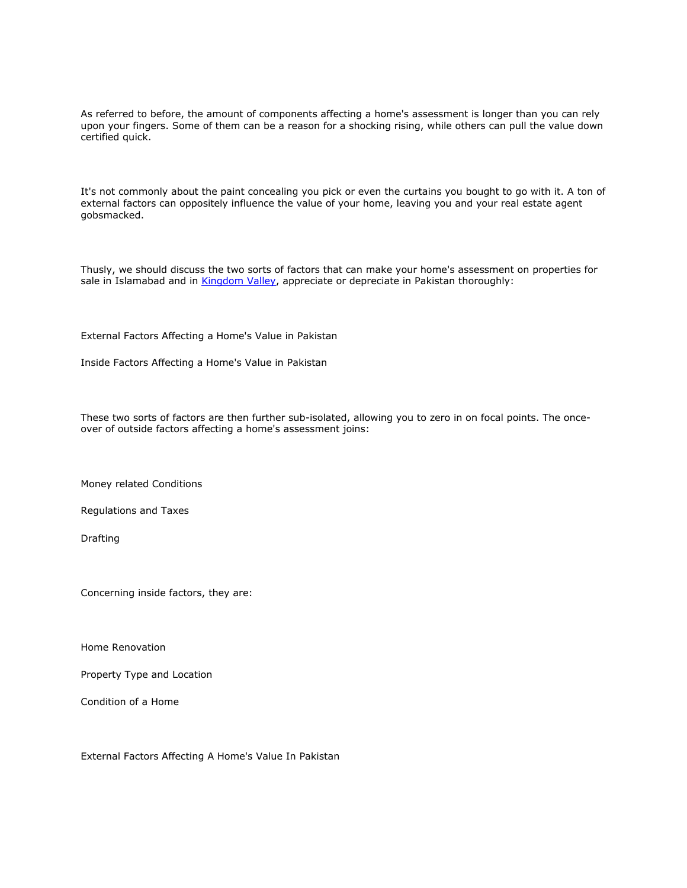As referred to before, the amount of components affecting a home's assessment is longer than you can rely upon your fingers. Some of them can be a reason for a shocking rising, while others can pull the value down certified quick.

It's not commonly about the paint concealing you pick or even the curtains you bought to go with it. A ton of external factors can oppositely influence the value of your home, leaving you and your real estate agent gobsmacked.

Thusly, we should discuss the two sorts of factors that can make your home's assessment on properties for sale in Islamabad and in [Kingdom Valley](), appreciate or depreciate in Pakistan thoroughly:

External Factors Affecting a Home's Value in Pakistan

Inside Factors Affecting a Home's Value in Pakistan

These two sorts of factors are then further sub-isolated, allowing you to zero in on focal points. The once-over of outside factors affecting a home's assessment joins:

Money related Conditions

Regulations and Taxes

Drafting

Concerning inside factors, they are:

Home Renovation

Property Type and Location

Condition of a Home

External Factors Affecting A Home's Value In Pakistan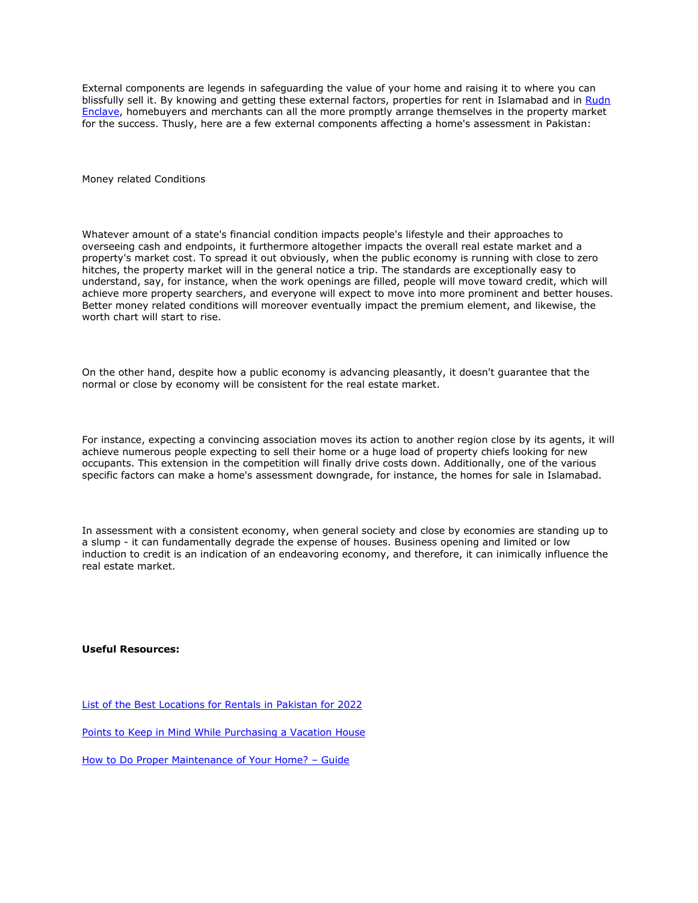External components are legends in safeguarding the value of your home and raising it to where you can blissfully sell it. By knowing and getting these external factors, properties for rent in Islamabad and in [Rudn Enclave](), homebuyers and merchants can all the more promptly arrange themselves in the property market for the success. Thusly, here are a few external components affecting a home's assessment in Pakistan:

Money related Conditions

Whatever amount of a state's financial condition impacts people's lifestyle and their approaches to overseeing cash and endpoints, it furthermore altogether impacts the overall real estate market and a property's market cost. To spread it out obviously, when the public economy is running with close to zero hitches, the property market will in the general notice a trip. The standards are exceptionally easy to understand, say, for instance, when the work openings are filled, people will move toward credit, which will achieve more property searchers, and everyone will expect to move into more prominent and better houses. Better money related conditions will moreover eventually impact the premium element, and likewise, the worth chart will start to rise.

On the other hand, despite how a public economy is advancing pleasantly, it doesn't guarantee that the normal or close by economy will be consistent for the real estate market.

For instance, expecting a convincing association moves its action to another region close by its agents, it will achieve numerous people expecting to sell their home or a huge load of property chiefs looking for new occupants. This extension in the competition will finally drive costs down. Additionally, one of the various specific factors can make a home's assessment downgrade, for instance, the homes for sale in Islamabad.

In assessment with a consistent economy, when general society and close by economies are standing up to a slump - it can fundamentally degrade the expense of houses. Business opening and limited or low induction to credit is an indication of an endeavoring economy, and therefore, it can inimically influence the real estate market.

**Useful Resources:**

[List of the Best Locations for Rentals in Pakistan for 2022]()

[Points to Keep in Mind While Purchasing a Vacation House]()

[How to Do Proper Maintenance of Your Home? – Guide]()